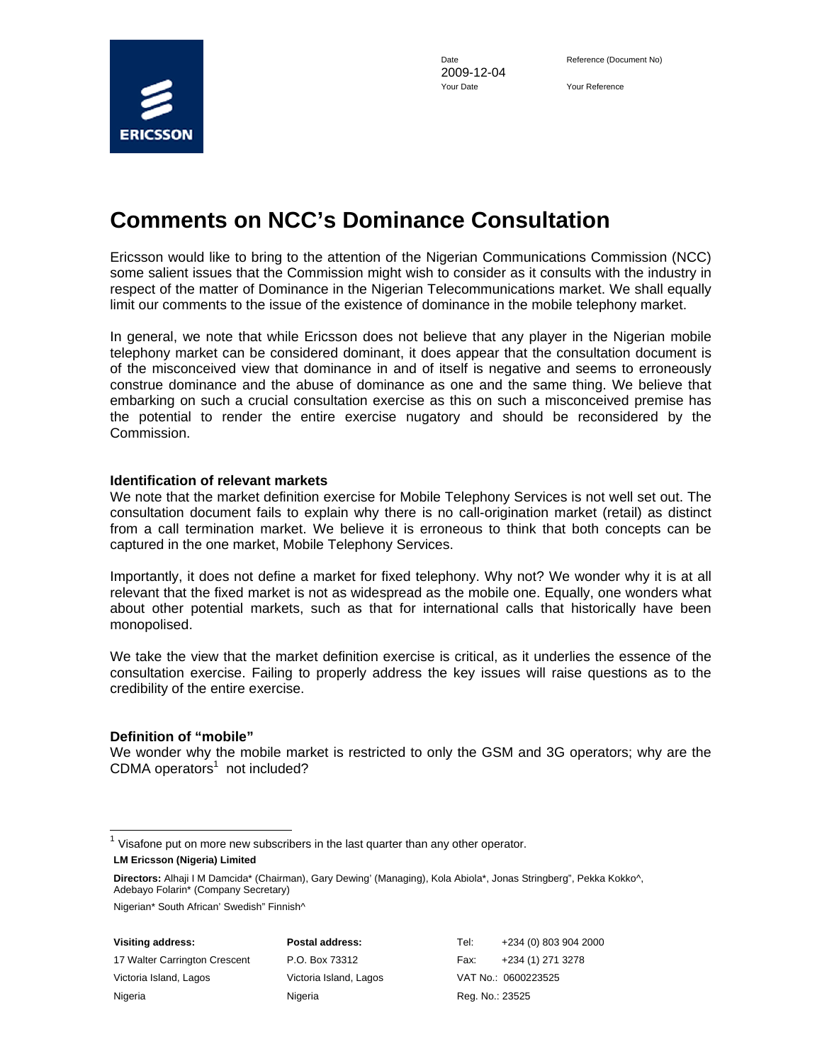Date
2009-12-04
Your Date

Reference (Document No)

Your Reference

# Comments on NCC's Dominance Consultation

Ericsson would like to bring to the attention of the Nigerian Communications Commission (NCC) some salient issues that the Commission might wish to consider as it consults with the industry in respect of the matter of Dominance in the Nigerian Telecommunications market. We shall equally limit our comments to the issue of the existence of dominance in the mobile telephony market.

In general, we note that while Ericsson does not believe that any player in the Nigerian mobile telephony market can be considered dominant, it does appear that the consultation document is of the misconceived view that dominance in and of itself is negative and seems to erroneously construe dominance and the abuse of dominance as one and the same thing. We believe that embarking on such a crucial consultation exercise as this on such a misconceived premise has the potential to render the entire exercise nugatory and should be reconsidered by the Commission.

**Identification of relevant markets**

We note that the market definition exercise for Mobile Telephony Services is not well set out. The consultation document fails to explain why there is no call-origination market (retail) as distinct from a call termination market. We believe it is erroneous to think that both concepts can be captured in the one market, Mobile Telephony Services.

Importantly, it does not define a market for fixed telephony. Why not? We wonder why it is at all relevant that the fixed market is not as widespread as the mobile one. Equally, one wonders what about other potential markets, such as that for international calls that historically have been monopolised.

We take the view that the market definition exercise is critical, as it underlies the essence of the consultation exercise. Failing to properly address the key issues will raise questions as to the credibility of the entire exercise.

**Definition of "mobile"**

We wonder why the mobile market is restricted to only the GSM and 3G operators; why are the CDMA operators[1] not included?

---

[1] Visafone put on more new subscribers in the last quarter than any other operator.

**LM Ericsson (Nigeria) Limited**

**Directors:** Alhaji I M Damcida* (Chairman), Gary Dewing' (Managing), Kola Abiola*, Jonas Stringberg", Pekka Kokko^, Adebayo Folarin* (Company Secretary)

Nigerian* South African' Swedish" Finnish^

| **Visiting address:** | **Postal address:** | Tel: +234 (0) 803 904 2000 |
|---|---|---|
| 17 Walter Carrington Crescent | P.O. Box 73312 | Fax: +234 (1) 271 3278 |
| Victoria Island, Lagos | Victoria Island, Lagos | VAT No.: 0600223525 |
| Nigeria | Nigeria | Reg. No.: 23525 |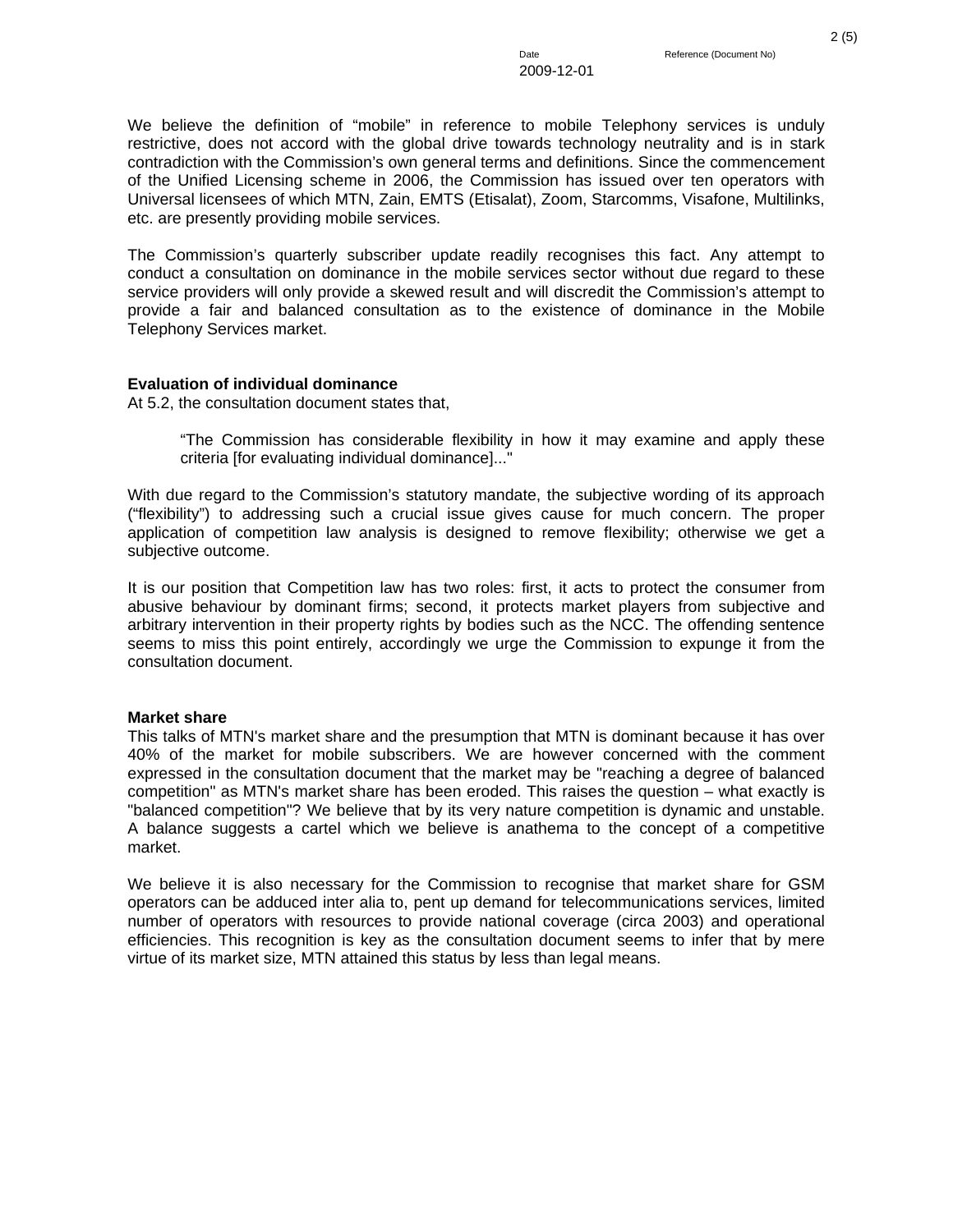We believe the definition of “mobile” in reference to mobile Telephony services is unduly restrictive, does not accord with the global drive towards technology neutrality and is in stark contradiction with the Commission’s own general terms and definitions. Since the commencement of the Unified Licensing scheme in 2006, the Commission has issued over ten operators with Universal licensees of which MTN, Zain, EMTS (Etisalat), Zoom, Starcomms, Visafone, Multilinks, etc. are presently providing mobile services.

The Commission’s quarterly subscriber update readily recognises this fact. Any attempt to conduct a consultation on dominance in the mobile services sector without due regard to these service providers will only provide a skewed result and will discredit the Commission’s attempt to provide a fair and balanced consultation as to the existence of dominance in the Mobile Telephony Services market.

**Evaluation of individual dominance**

At 5.2, the consultation document states that,

> “The Commission has considerable flexibility in how it may examine and apply these criteria [for evaluating individual dominance]..."

With due regard to the Commission’s statutory mandate, the subjective wording of its approach (“flexibility”) to addressing such a crucial issue gives cause for much concern. The proper application of competition law analysis is designed to remove flexibility; otherwise we get a subjective outcome.

It is our position that Competition law has two roles: first, it acts to protect the consumer from abusive behaviour by dominant firms; second, it protects market players from subjective and arbitrary intervention in their property rights by bodies such as the NCC. The offending sentence seems to miss this point entirely, accordingly we urge the Commission to expunge it from the consultation document.

**Market share**

This talks of MTN's market share and the presumption that MTN is dominant because it has over 40% of the market for mobile subscribers. We are however concerned with the comment expressed in the consultation document that the market may be "reaching a degree of balanced competition" as MTN's market share has been eroded. This raises the question – what exactly is "balanced competition"? We believe that by its very nature competition is dynamic and unstable. A balance suggests a cartel which we believe is anathema to the concept of a competitive market.

We believe it is also necessary for the Commission to recognise that market share for GSM operators can be adduced inter alia to, pent up demand for telecommunications services, limited number of operators with resources to provide national coverage (circa 2003) and operational efficiencies. This recognition is key as the consultation document seems to infer that by mere virtue of its market size, MTN attained this status by less than legal means.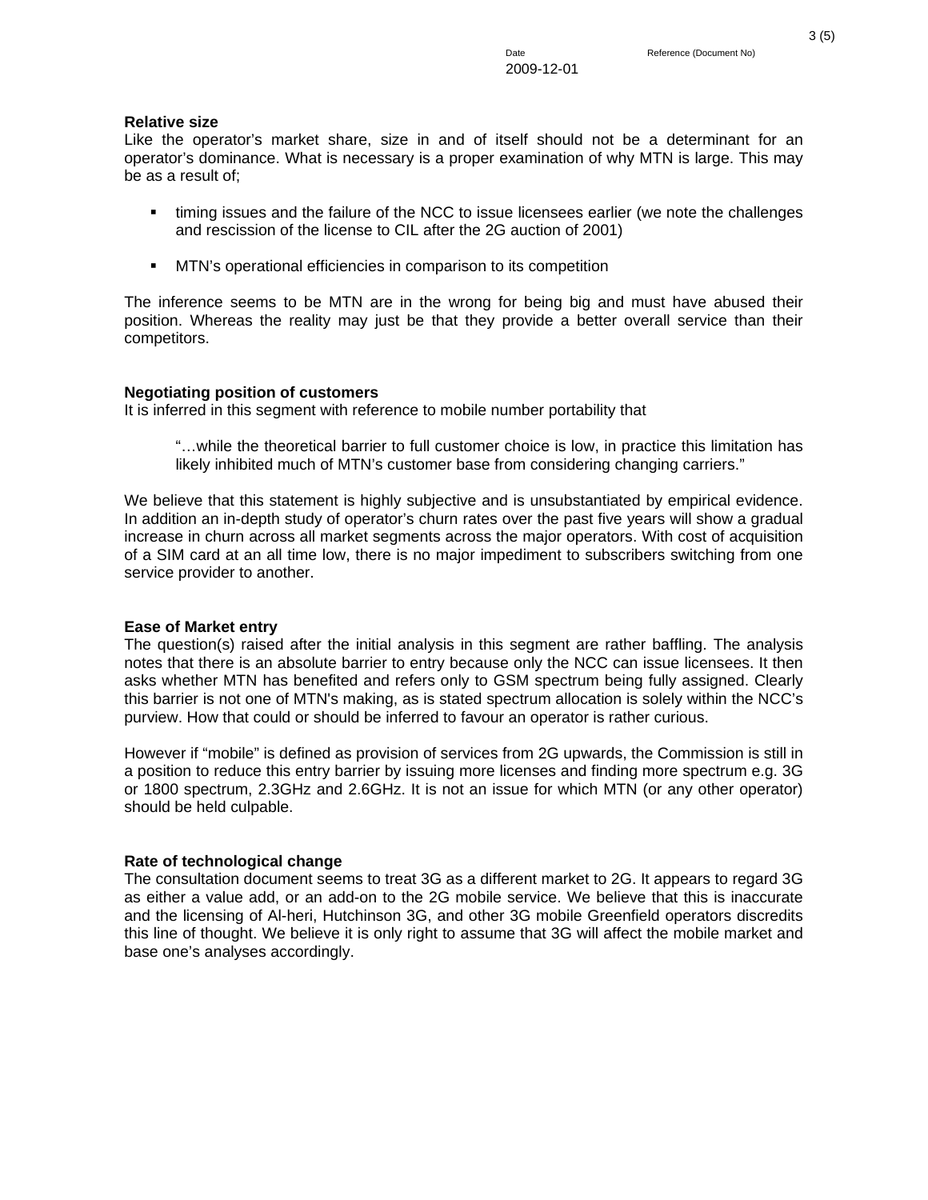**Relative size**

Like the operator's market share, size in and of itself should not be a determinant for an operator's dominance. What is necessary is a proper examination of why MTN is large. This may be as a result of;

- timing issues and the failure of the NCC to issue licensees earlier (we note the challenges and rescission of the license to CIL after the 2G auction of 2001)
- MTN's operational efficiencies in comparison to its competition

The inference seems to be MTN are in the wrong for being big and must have abused their position. Whereas the reality may just be that they provide a better overall service than their competitors.

**Negotiating position of customers**

It is inferred in this segment with reference to mobile number portability that

> "…while the theoretical barrier to full customer choice is low, in practice this limitation has likely inhibited much of MTN's customer base from considering changing carriers."

We believe that this statement is highly subjective and is unsubstantiated by empirical evidence. In addition an in-depth study of operator's churn rates over the past five years will show a gradual increase in churn across all market segments across the major operators. With cost of acquisition of a SIM card at an all time low, there is no major impediment to subscribers switching from one service provider to another.

**Ease of Market entry**

The question(s) raised after the initial analysis in this segment are rather baffling. The analysis notes that there is an absolute barrier to entry because only the NCC can issue licensees. It then asks whether MTN has benefited and refers only to GSM spectrum being fully assigned. Clearly this barrier is not one of MTN's making, as is stated spectrum allocation is solely within the NCC's purview. How that could or should be inferred to favour an operator is rather curious.

However if "mobile" is defined as provision of services from 2G upwards, the Commission is still in a position to reduce this entry barrier by issuing more licenses and finding more spectrum e.g. 3G or 1800 spectrum, 2.3GHz and 2.6GHz. It is not an issue for which MTN (or any other operator) should be held culpable.

**Rate of technological change**

The consultation document seems to treat 3G as a different market to 2G. It appears to regard 3G as either a value add, or an add-on to the 2G mobile service. We believe that this is inaccurate and the licensing of Al-heri, Hutchinson 3G, and other 3G mobile Greenfield operators discredits this line of thought. We believe it is only right to assume that 3G will affect the mobile market and base one's analyses accordingly.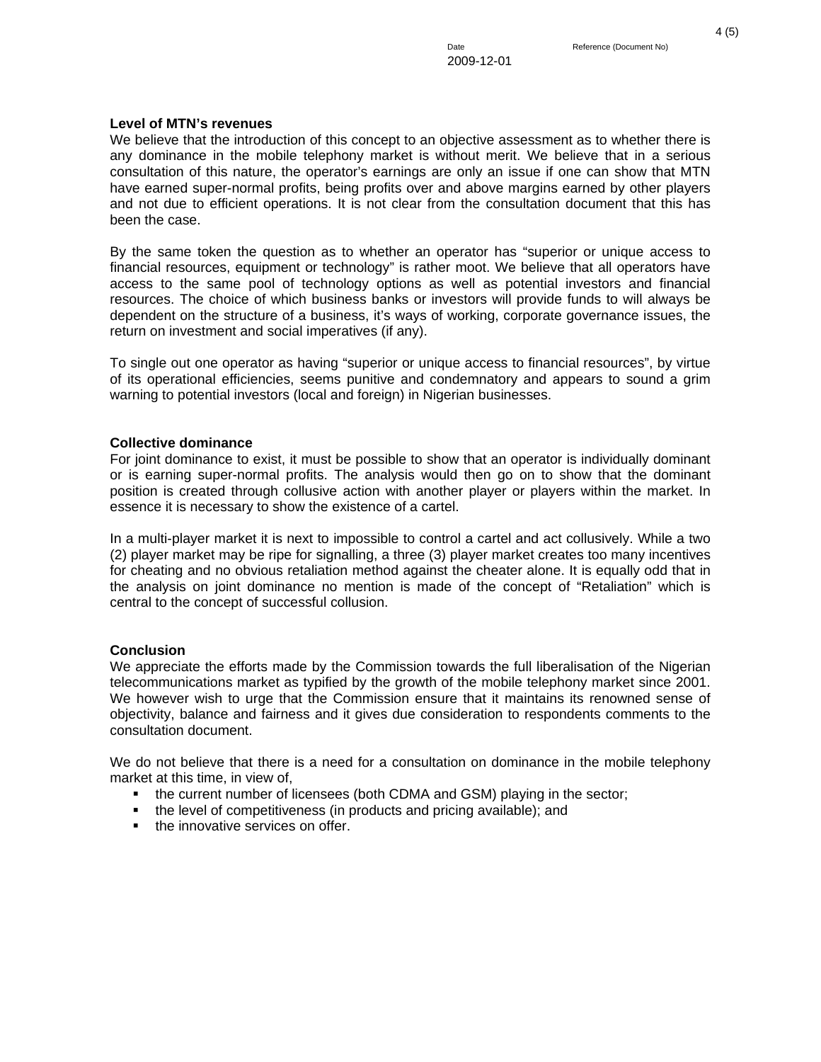**Level of MTN's revenues**

We believe that the introduction of this concept to an objective assessment as to whether there is any dominance in the mobile telephony market is without merit. We believe that in a serious consultation of this nature, the operator's earnings are only an issue if one can show that MTN have earned super-normal profits, being profits over and above margins earned by other players and not due to efficient operations. It is not clear from the consultation document that this has been the case.

By the same token the question as to whether an operator has "superior or unique access to financial resources, equipment or technology" is rather moot. We believe that all operators have access to the same pool of technology options as well as potential investors and financial resources. The choice of which business banks or investors will provide funds to will always be dependent on the structure of a business, it's ways of working, corporate governance issues, the return on investment and social imperatives (if any).

To single out one operator as having "superior or unique access to financial resources", by virtue of its operational efficiencies, seems punitive and condemnatory and appears to sound a grim warning to potential investors (local and foreign) in Nigerian businesses.

**Collective dominance**

For joint dominance to exist, it must be possible to show that an operator is individually dominant or is earning super-normal profits. The analysis would then go on to show that the dominant position is created through collusive action with another player or players within the market. In essence it is necessary to show the existence of a cartel.

In a multi-player market it is next to impossible to control a cartel and act collusively. While a two (2) player market may be ripe for signalling, a three (3) player market creates too many incentives for cheating and no obvious retaliation method against the cheater alone. It is equally odd that in the analysis on joint dominance no mention is made of the concept of "Retaliation" which is central to the concept of successful collusion.

**Conclusion**

We appreciate the efforts made by the Commission towards the full liberalisation of the Nigerian telecommunications market as typified by the growth of the mobile telephony market since 2001. We however wish to urge that the Commission ensure that it maintains its renowned sense of objectivity, balance and fairness and it gives due consideration to respondents comments to the consultation document.

We do not believe that there is a need for a consultation on dominance in the mobile telephony market at this time, in view of,

- the current number of licensees (both CDMA and GSM) playing in the sector;
- the level of competitiveness (in products and pricing available); and
- the innovative services on offer.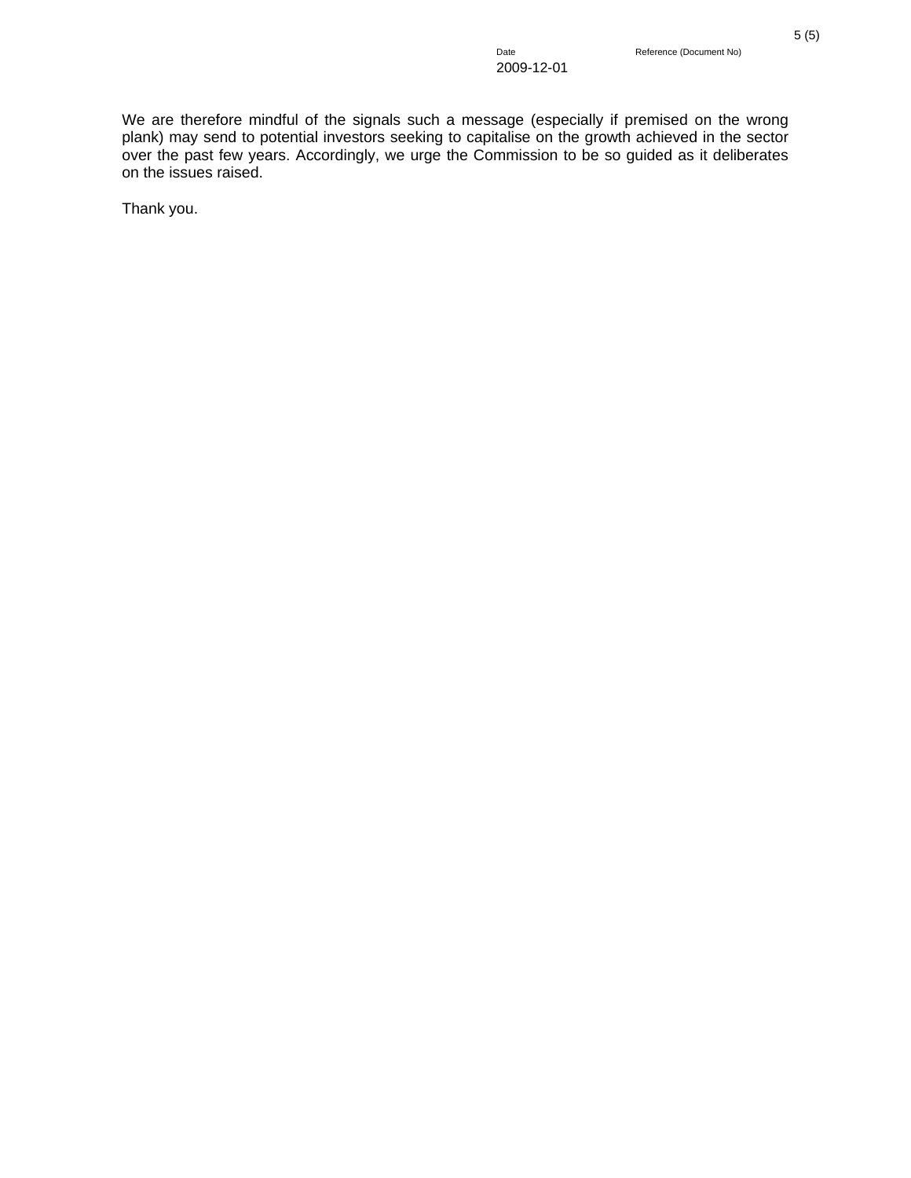We are therefore mindful of the signals such a message (especially if premised on the wrong plank) may send to potential investors seeking to capitalise on the growth achieved in the sector over the past few years. Accordingly, we urge the Commission to be so guided as it deliberates on the issues raised.

Thank you.